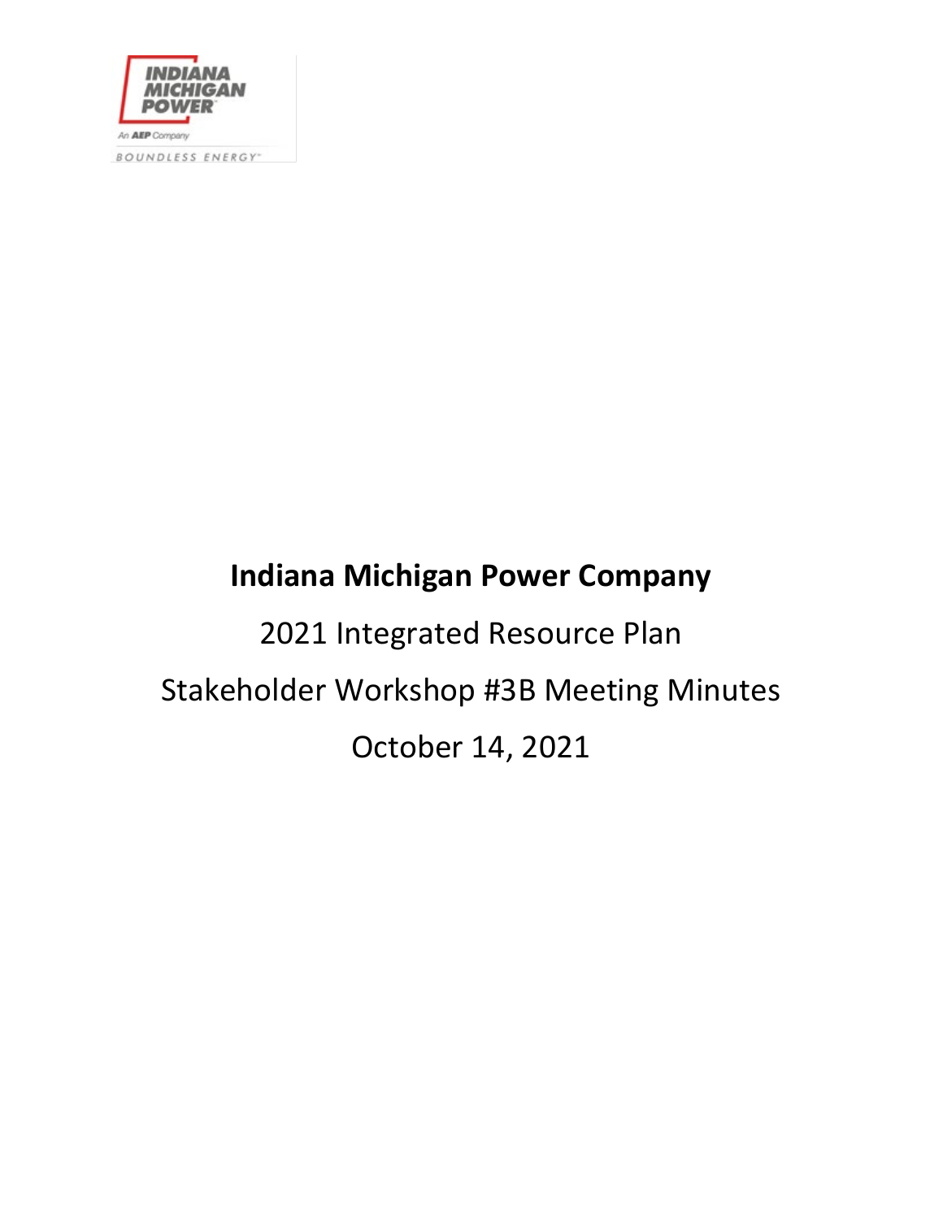# Indiana Michigan Power Company

2021 Integrated Resource Plan

Stakeholder Workshop #3B Meeting Minutes

October 14, 2021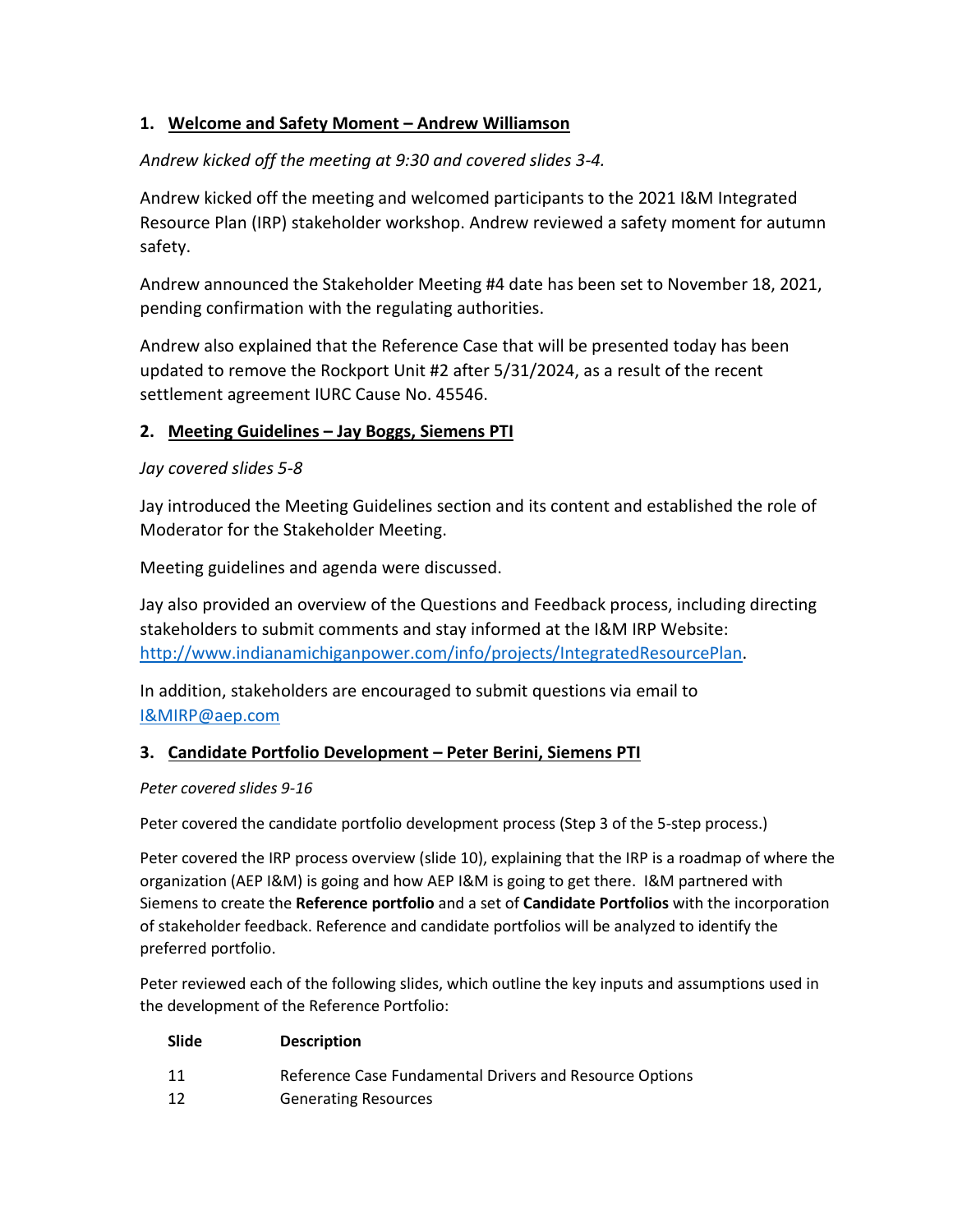## 1. Welcome and Safety Moment – Andrew Williamson

*Andrew kicked off the meeting at 9:30 and covered slides 3-4.*

Andrew kicked off the meeting and welcomed participants to the 2021 I&M Integrated Resource Plan (IRP) stakeholder workshop. Andrew reviewed a safety moment for autumn safety.

Andrew announced the Stakeholder Meeting #4 date has been set to November 18, 2021, pending confirmation with the regulating authorities.

Andrew also explained that the Reference Case that will be presented today has been updated to remove the Rockport Unit #2 after 5/31/2024, as a result of the recent settlement agreement IURC Cause No. 45546.

## 2. Meeting Guidelines – Jay Boggs, Siemens PTI

*Jay covered slides 5-8*

Jay introduced the Meeting Guidelines section and its content and established the role of Moderator for the Stakeholder Meeting.

Meeting guidelines and agenda were discussed.

Jay also provided an overview of the Questions and Feedback process, including directing stakeholders to submit comments and stay informed at the I&M IRP Website: [http://www.indianamichiganpower.com/info/projects/IntegratedResourcePlan](http://www.indianamichiganpower.com/info/projects/IntegratedResourcePlan).

In addition, stakeholders are encouraged to submit questions via email to [I&MIRP@aep.com](mailto:I&MIRP@aep.com)

## 3. Candidate Portfolio Development – Peter Berini, Siemens PTI

*Peter covered slides 9-16*

Peter covered the candidate portfolio development process (Step 3 of the 5-step process.)

Peter covered the IRP process overview (slide 10), explaining that the IRP is a roadmap of where the organization (AEP I&M) is going and how AEP I&M is going to get there. I&M partnered with Siemens to create the **Reference portfolio** and a set of **Candidate Portfolios** with the incorporation of stakeholder feedback. Reference and candidate portfolios will be analyzed to identify the preferred portfolio.

Peter reviewed each of the following slides, which outline the key inputs and assumptions used in the development of the Reference Portfolio:

| Slide | Description |
|---|---|
| 11 | Reference Case Fundamental Drivers and Resource Options |
| 12 | Generating Resources |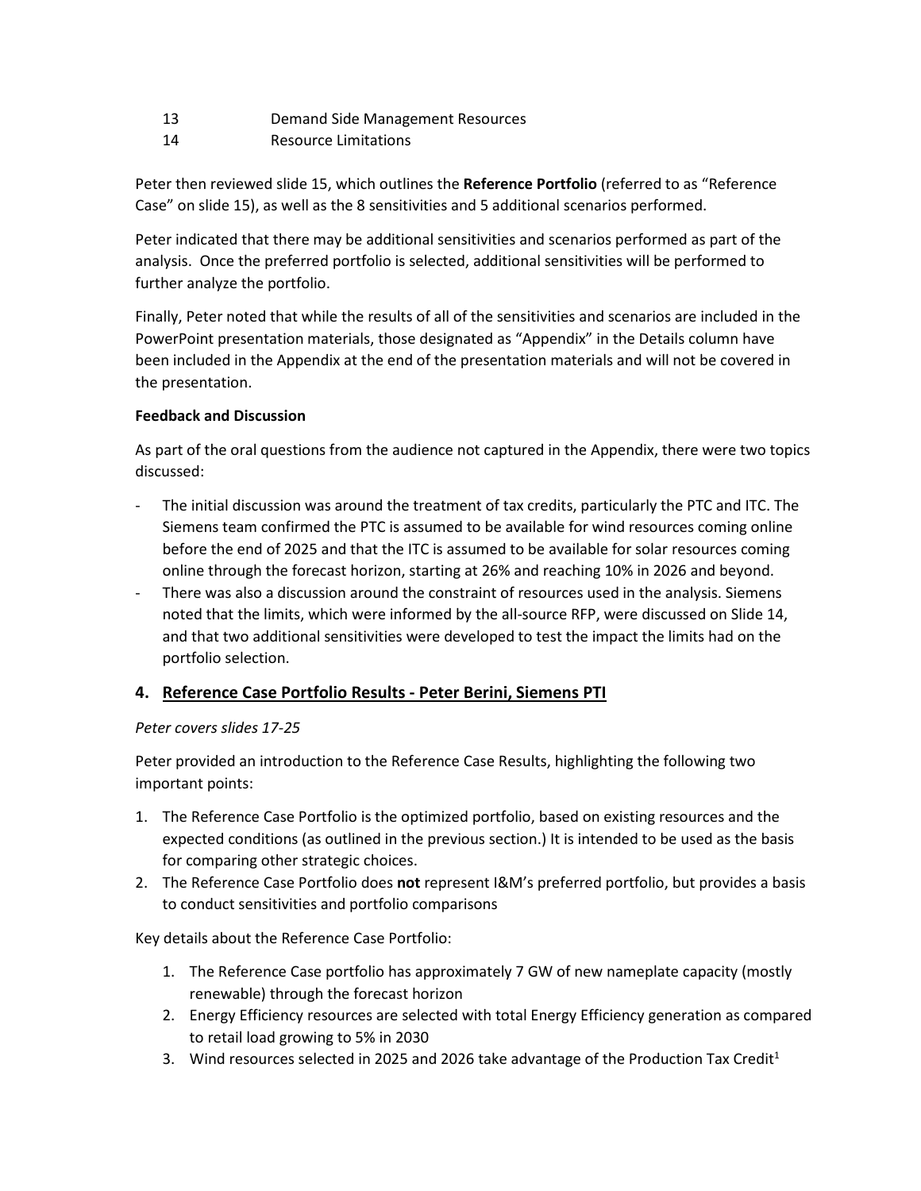| | |
|---|---|
| 13 | Demand Side Management Resources |
| 14 | Resource Limitations |

Peter then reviewed slide 15, which outlines the **Reference Portfolio** (referred to as "Reference Case" on slide 15), as well as the 8 sensitivities and 5 additional scenarios performed.

Peter indicated that there may be additional sensitivities and scenarios performed as part of the analysis. Once the preferred portfolio is selected, additional sensitivities will be performed to further analyze the portfolio.

Finally, Peter noted that while the results of all of the sensitivities and scenarios are included in the PowerPoint presentation materials, those designated as "Appendix" in the Details column have been included in the Appendix at the end of the presentation materials and will not be covered in the presentation.

**Feedback and Discussion**

As part of the oral questions from the audience not captured in the Appendix, there were two topics discussed:

- The initial discussion was around the treatment of tax credits, particularly the PTC and ITC. The Siemens team confirmed the PTC is assumed to be available for wind resources coming online before the end of 2025 and that the ITC is assumed to be available for solar resources coming online through the forecast horizon, starting at 26% and reaching 10% in 2026 and beyond.
- There was also a discussion around the constraint of resources used in the analysis. Siemens noted that the limits, which were informed by the all-source RFP, were discussed on Slide 14, and that two additional sensitivities were developed to test the impact the limits had on the portfolio selection.

## 4. Reference Case Portfolio Results - Peter Berini, Siemens PTI

*Peter covers slides 17-25*

Peter provided an introduction to the Reference Case Results, highlighting the following two important points:

1. The Reference Case Portfolio is the optimized portfolio, based on existing resources and the expected conditions (as outlined in the previous section.) It is intended to be used as the basis for comparing other strategic choices.
2. The Reference Case Portfolio does **not** represent I&M's preferred portfolio, but provides a basis to conduct sensitivities and portfolio comparisons

Key details about the Reference Case Portfolio:

1. The Reference Case portfolio has approximately 7 GW of new nameplate capacity (mostly renewable) through the forecast horizon
2. Energy Efficiency resources are selected with total Energy Efficiency generation as compared to retail load growing to 5% in 2030
3. Wind resources selected in 2025 and 2026 take advantage of the Production Tax Credit[1]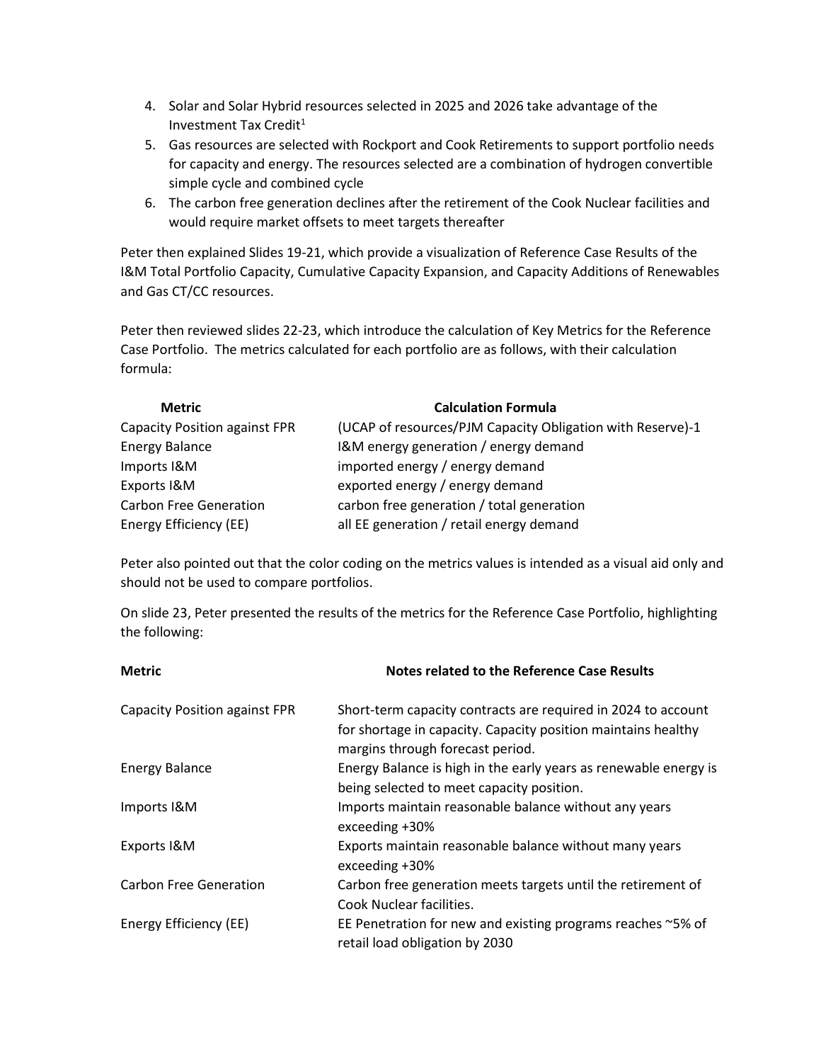4. Solar and Solar Hybrid resources selected in 2025 and 2026 take advantage of the Investment Tax Credit[1]
5. Gas resources are selected with Rockport and Cook Retirements to support portfolio needs for capacity and energy. The resources selected are a combination of hydrogen convertible simple cycle and combined cycle
6. The carbon free generation declines after the retirement of the Cook Nuclear facilities and would require market offsets to meet targets thereafter

Peter then explained Slides 19-21, which provide a visualization of Reference Case Results of the I&M Total Portfolio Capacity, Cumulative Capacity Expansion, and Capacity Additions of Renewables and Gas CT/CC resources.

Peter then reviewed slides 22-23, which introduce the calculation of Key Metrics for the Reference Case Portfolio. The metrics calculated for each portfolio are as follows, with their calculation formula:

| Metric | Calculation Formula |
|---|---|
| Capacity Position against FPR | (UCAP of resources/PJM Capacity Obligation with Reserve)-1 |
| Energy Balance | I&M energy generation / energy demand |
| Imports I&M | imported energy / energy demand |
| Exports I&M | exported energy / energy demand |
| Carbon Free Generation | carbon free generation / total generation |
| Energy Efficiency (EE) | all EE generation / retail energy demand |

Peter also pointed out that the color coding on the metrics values is intended as a visual aid only and should not be used to compare portfolios.

On slide 23, Peter presented the results of the metrics for the Reference Case Portfolio, highlighting the following:

| Metric | Notes related to the Reference Case Results |
|---|---|
| Capacity Position against FPR | Short-term capacity contracts are required in 2024 to account for shortage in capacity. Capacity position maintains healthy margins through forecast period. |
| Energy Balance | Energy Balance is high in the early years as renewable energy is being selected to meet capacity position. |
| Imports I&M | Imports maintain reasonable balance without any years exceeding +30% |
| Exports I&M | Exports maintain reasonable balance without many years exceeding +30% |
| Carbon Free Generation | Carbon free generation meets targets until the retirement of Cook Nuclear facilities. |
| Energy Efficiency (EE) | EE Penetration for new and existing programs reaches ~5% of retail load obligation by 2030 |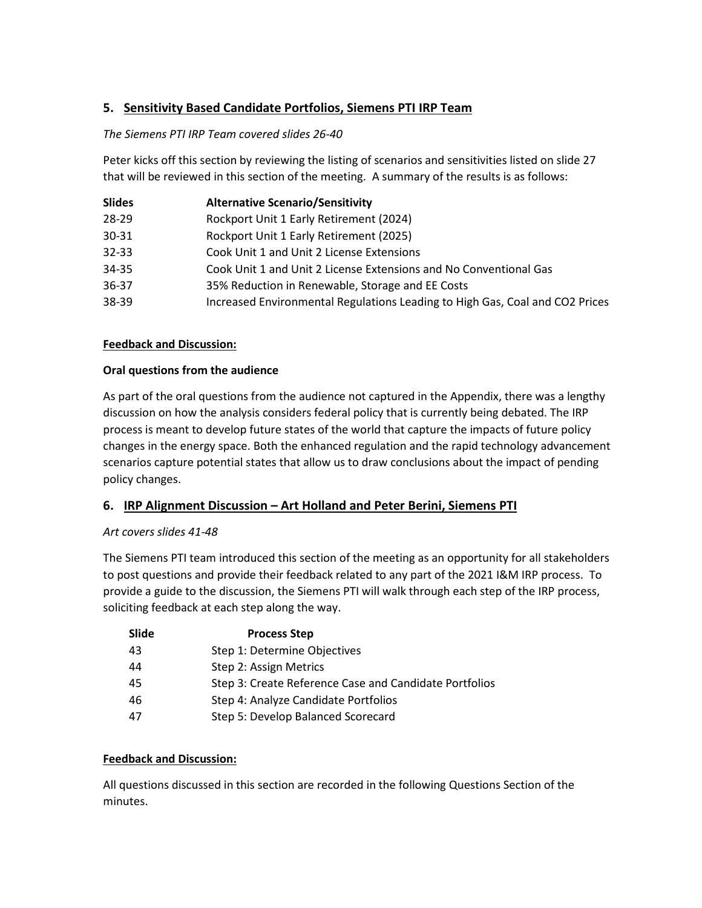## 5. Sensitivity Based Candidate Portfolios, Siemens PTI IRP Team

*The Siemens PTI IRP Team covered slides 26-40*

Peter kicks off this section by reviewing the listing of scenarios and sensitivities listed on slide 27 that will be reviewed in this section of the meeting. A summary of the results is as follows:

| Slides | Alternative Scenario/Sensitivity |
|---|---|
| 28-29 | Rockport Unit 1 Early Retirement (2024) |
| 30-31 | Rockport Unit 1 Early Retirement (2025) |
| 32-33 | Cook Unit 1 and Unit 2 License Extensions |
| 34-35 | Cook Unit 1 and Unit 2 License Extensions and No Conventional Gas |
| 36-37 | 35% Reduction in Renewable, Storage and EE Costs |
| 38-39 | Increased Environmental Regulations Leading to High Gas, Coal and CO2 Prices |

**Feedback and Discussion:**

**Oral questions from the audience**

As part of the oral questions from the audience not captured in the Appendix, there was a lengthy discussion on how the analysis considers federal policy that is currently being debated. The IRP process is meant to develop future states of the world that capture the impacts of future policy changes in the energy space. Both the enhanced regulation and the rapid technology advancement scenarios capture potential states that allow us to draw conclusions about the impact of pending policy changes.

## 6. IRP Alignment Discussion – Art Holland and Peter Berini, Siemens PTI

*Art covers slides 41-48*

The Siemens PTI team introduced this section of the meeting as an opportunity for all stakeholders to post questions and provide their feedback related to any part of the 2021 I&M IRP process. To provide a guide to the discussion, the Siemens PTI will walk through each step of the IRP process, soliciting feedback at each step along the way.

| Slide | Process Step |
|---|---|
| 43 | Step 1: Determine Objectives |
| 44 | Step 2: Assign Metrics |
| 45 | Step 3: Create Reference Case and Candidate Portfolios |
| 46 | Step 4: Analyze Candidate Portfolios |
| 47 | Step 5: Develop Balanced Scorecard |

**Feedback and Discussion:**

All questions discussed in this section are recorded in the following Questions Section of the minutes.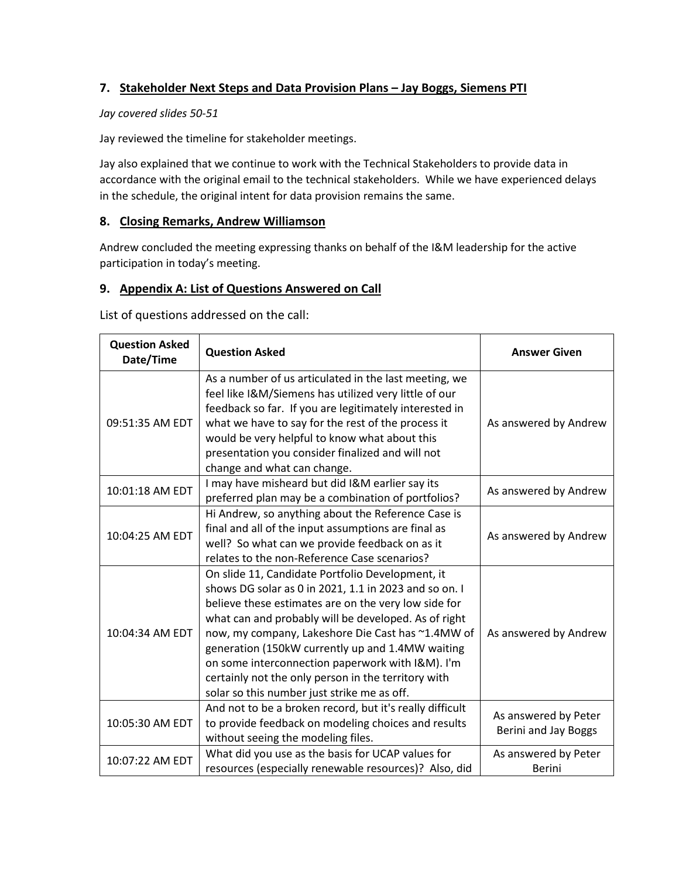## 7. Stakeholder Next Steps and Data Provision Plans – Jay Boggs, Siemens PTI

*Jay covered slides 50-51*

Jay reviewed the timeline for stakeholder meetings.

Jay also explained that we continue to work with the Technical Stakeholders to provide data in accordance with the original email to the technical stakeholders. While we have experienced delays in the schedule, the original intent for data provision remains the same.

## 8. Closing Remarks, Andrew Williamson

Andrew concluded the meeting expressing thanks on behalf of the I&M leadership for the active participation in today's meeting.

## 9. Appendix A: List of Questions Answered on Call

List of questions addressed on the call:

| Question Asked Date/Time | Question Asked | Answer Given |
| --- | --- | --- |
| 09:51:35 AM EDT | As a number of us articulated in the last meeting, we feel like I&M/Siemens has utilized very little of our feedback so far. If you are legitimately interested in what we have to say for the rest of the process it would be very helpful to know what about this presentation you consider finalized and will not change and what can change. | As answered by Andrew |
| 10:01:18 AM EDT | I may have misheard but did I&M earlier say its preferred plan may be a combination of portfolios? | As answered by Andrew |
| 10:04:25 AM EDT | Hi Andrew, so anything about the Reference Case is final and all of the input assumptions are final as well? So what can we provide feedback on as it relates to the non-Reference Case scenarios? | As answered by Andrew |
| 10:04:34 AM EDT | On slide 11, Candidate Portfolio Development, it shows DG solar as 0 in 2021, 1.1 in 2023 and so on. I believe these estimates are on the very low side for what can and probably will be developed. As of right now, my company, Lakeshore Die Cast has ~1.4MW of generation (150kW currently up and 1.4MW waiting on some interconnection paperwork with I&M). I'm certainly not the only person in the territory with solar so this number just strike me as off. | As answered by Andrew |
| 10:05:30 AM EDT | And not to be a broken record, but it's really difficult to provide feedback on modeling choices and results without seeing the modeling files. | As answered by Peter Berini and Jay Boggs |
| 10:07:22 AM EDT | What did you use as the basis for UCAP values for resources (especially renewable resources)? Also, did | As answered by Peter Berini |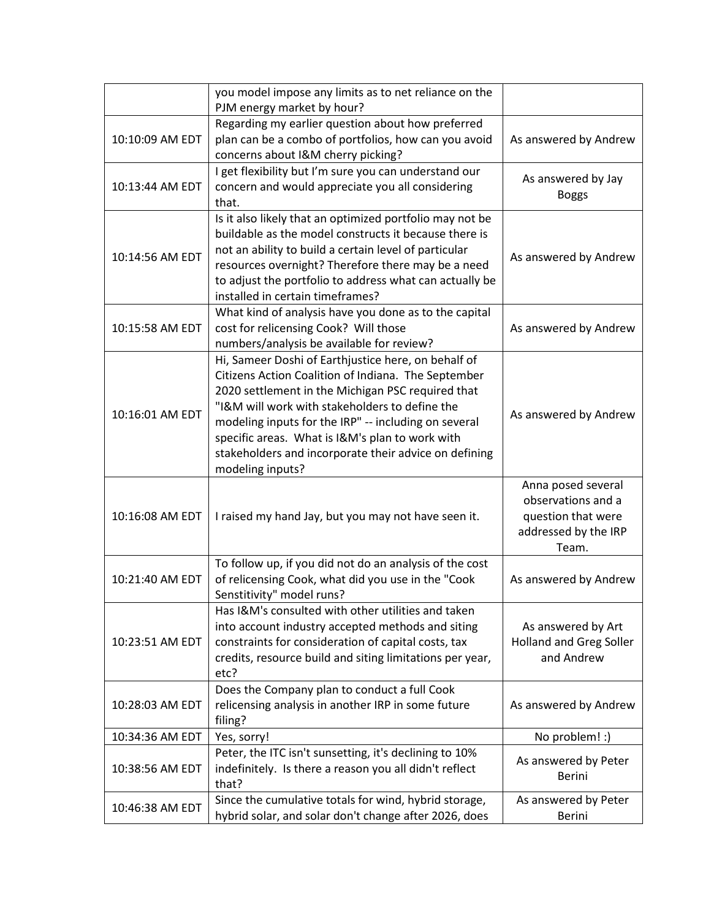| | | |
|---|---|---|
| | you model impose any limits as to net reliance on the PJM energy market by hour? | |
| 10:10:09 AM EDT | Regarding my earlier question about how preferred plan can be a combo of portfolios, how can you avoid concerns about I&M cherry picking? | As answered by Andrew |
| 10:13:44 AM EDT | I get flexibility but I'm sure you can understand our concern and would appreciate you all considering that. | As answered by Jay Boggs |
| 10:14:56 AM EDT | Is it also likely that an optimized portfolio may not be buildable as the model constructs it because there is not an ability to build a certain level of particular resources overnight? Therefore there may be a need to adjust the portfolio to address what can actually be installed in certain timeframes? | As answered by Andrew |
| 10:15:58 AM EDT | What kind of analysis have you done as to the capital cost for relicensing Cook? Will those numbers/analysis be available for review? | As answered by Andrew |
| 10:16:01 AM EDT | Hi, Sameer Doshi of Earthjustice here, on behalf of Citizens Action Coalition of Indiana. The September 2020 settlement in the Michigan PSC required that "I&M will work with stakeholders to define the modeling inputs for the IRP" -- including on several specific areas. What is I&M's plan to work with stakeholders and incorporate their advice on defining modeling inputs? | As answered by Andrew |
| 10:16:08 AM EDT | I raised my hand Jay, but you may not have seen it. | Anna posed several observations and a question that were addressed by the IRP Team. |
| 10:21:40 AM EDT | To follow up, if you did not do an analysis of the cost of relicensing Cook, what did you use in the "Cook Senstitivity" model runs? | As answered by Andrew |
| 10:23:51 AM EDT | Has I&M's consulted with other utilities and taken into account industry accepted methods and siting constraints for consideration of capital costs, tax credits, resource build and siting limitations per year, etc? | As answered by Art Holland and Greg Soller and Andrew |
| 10:28:03 AM EDT | Does the Company plan to conduct a full Cook relicensing analysis in another IRP in some future filing? | As answered by Andrew |
| 10:34:36 AM EDT | Yes, sorry! | No problem! :) |
| 10:38:56 AM EDT | Peter, the ITC isn't sunsetting, it's declining to 10% indefinitely. Is there a reason you all didn't reflect that? | As answered by Peter Berini |
| 10:46:38 AM EDT | Since the cumulative totals for wind, hybrid storage, hybrid solar, and solar don't change after 2026, does | As answered by Peter Berini |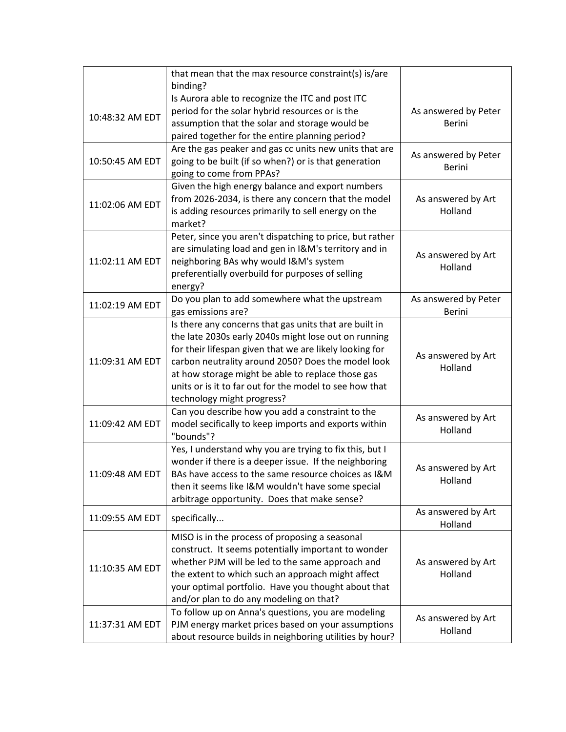| | | |
|---|---|---|
| | that mean that the max resource constraint(s) is/are binding? | |
| 10:48:32 AM EDT | Is Aurora able to recognize the ITC and post ITC period for the solar hybrid resources or is the assumption that the solar and storage would be paired together for the entire planning period? | As answered by Peter Berini |
| 10:50:45 AM EDT | Are the gas peaker and gas cc units new units that are going to be built (if so when?) or is that generation going to come from PPAs? | As answered by Peter Berini |
| 11:02:06 AM EDT | Given the high energy balance and export numbers from 2026-2034, is there any concern that the model is adding resources primarily to sell energy on the market? | As answered by Art Holland |
| 11:02:11 AM EDT | Peter, since you aren't dispatching to price, but rather are simulating load and gen in I&M's territory and in neighboring BAs why would I&M's system preferentially overbuild for purposes of selling energy? | As answered by Art Holland |
| 11:02:19 AM EDT | Do you plan to add somewhere what the upstream gas emissions are? | As answered by Peter Berini |
| 11:09:31 AM EDT | Is there any concerns that gas units that are built in the late 2030s early 2040s might lose out on running for their lifespan given that we are likely looking for carbon neutrality around 2050? Does the model look at how storage might be able to replace those gas units or is it to far out for the model to see how that technology might progress? | As answered by Art Holland |
| 11:09:42 AM EDT | Can you describe how you add a constraint to the model secifically to keep imports and exports within "bounds"? | As answered by Art Holland |
| 11:09:48 AM EDT | Yes, I understand why you are trying to fix this, but I wonder if there is a deeper issue. If the neighboring BAs have access to the same resource choices as I&M then it seems like I&M wouldn't have some special arbitrage opportunity. Does that make sense? | As answered by Art Holland |
| 11:09:55 AM EDT | specifically... | As answered by Art Holland |
| 11:10:35 AM EDT | MISO is in the process of proposing a seasonal construct. It seems potentially important to wonder whether PJM will be led to the same approach and the extent to which such an approach might affect your optimal portfolio. Have you thought about that and/or plan to do any modeling on that? | As answered by Art Holland |
| 11:37:31 AM EDT | To follow up on Anna's questions, you are modeling PJM energy market prices based on your assumptions about resource builds in neighboring utilities by hour? | As answered by Art Holland |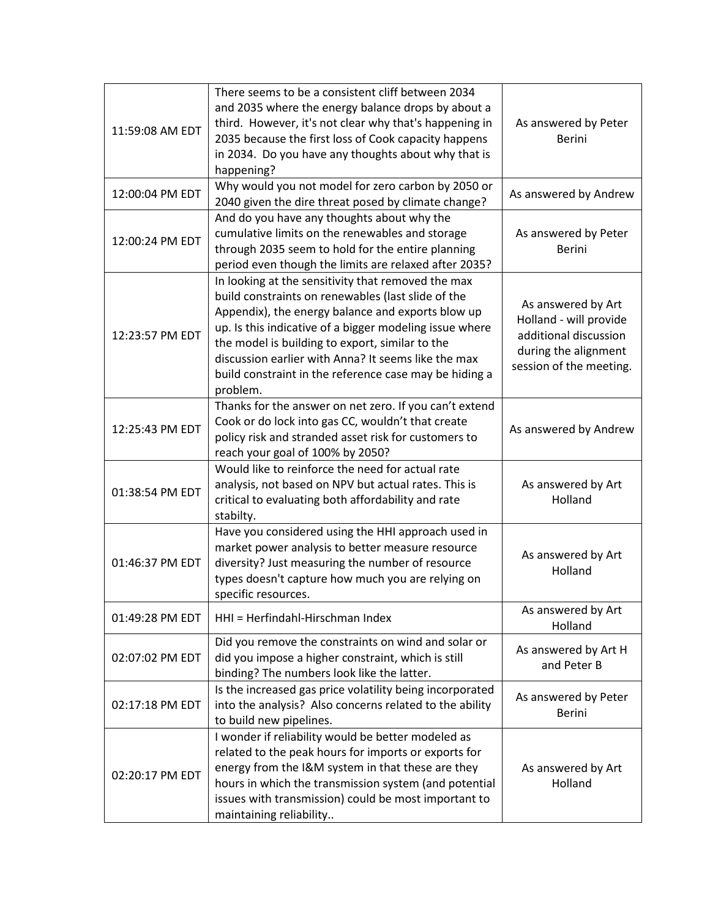| | | |
|---|---|---|
| 11:59:08 AM EDT | There seems to be a consistent cliff between 2034 and 2035 where the energy balance drops by about a third. However, it's not clear why that's happening in 2035 because the first loss of Cook capacity happens in 2034. Do you have any thoughts about why that is happening? | As answered by Peter Berini |
| 12:00:04 PM EDT | Why would you not model for zero carbon by 2050 or 2040 given the dire threat posed by climate change? | As answered by Andrew |
| 12:00:24 PM EDT | And do you have any thoughts about why the cumulative limits on the renewables and storage through 2035 seem to hold for the entire planning period even though the limits are relaxed after 2035? | As answered by Peter Berini |
| 12:23:57 PM EDT | In looking at the sensitivity that removed the max build constraints on renewables (last slide of the Appendix), the energy balance and exports blow up up. Is this indicative of a bigger modeling issue where the model is building to export, similar to the discussion earlier with Anna? It seems like the max build constraint in the reference case may be hiding a problem. | As answered by Art Holland - will provide additional discussion during the alignment session of the meeting. |
| 12:25:43 PM EDT | Thanks for the answer on net zero. If you can't extend Cook or do lock into gas CC, wouldn't that create policy risk and stranded asset risk for customers to reach your goal of 100% by 2050? | As answered by Andrew |
| 01:38:54 PM EDT | Would like to reinforce the need for actual rate analysis, not based on NPV but actual rates. This is critical to evaluating both affordability and rate stabilty. | As answered by Art Holland |
| 01:46:37 PM EDT | Have you considered using the HHI approach used in market power analysis to better measure resource diversity? Just measuring the number of resource types doesn't capture how much you are relying on specific resources. | As answered by Art Holland |
| 01:49:28 PM EDT | HHI = Herfindahl-Hirschman Index | As answered by Art Holland |
| 02:07:02 PM EDT | Did you remove the constraints on wind and solar or did you impose a higher constraint, which is still binding? The numbers look like the latter. | As answered by Art H and Peter B |
| 02:17:18 PM EDT | Is the increased gas price volatility being incorporated into the analysis? Also concerns related to the ability to build new pipelines. | As answered by Peter Berini |
| 02:20:17 PM EDT | I wonder if reliability would be better modeled as related to the peak hours for imports or exports for energy from the I&M system in that these are they hours in which the transmission system (and potential issues with transmission) could be most important to maintaining reliability.. | As answered by Art Holland |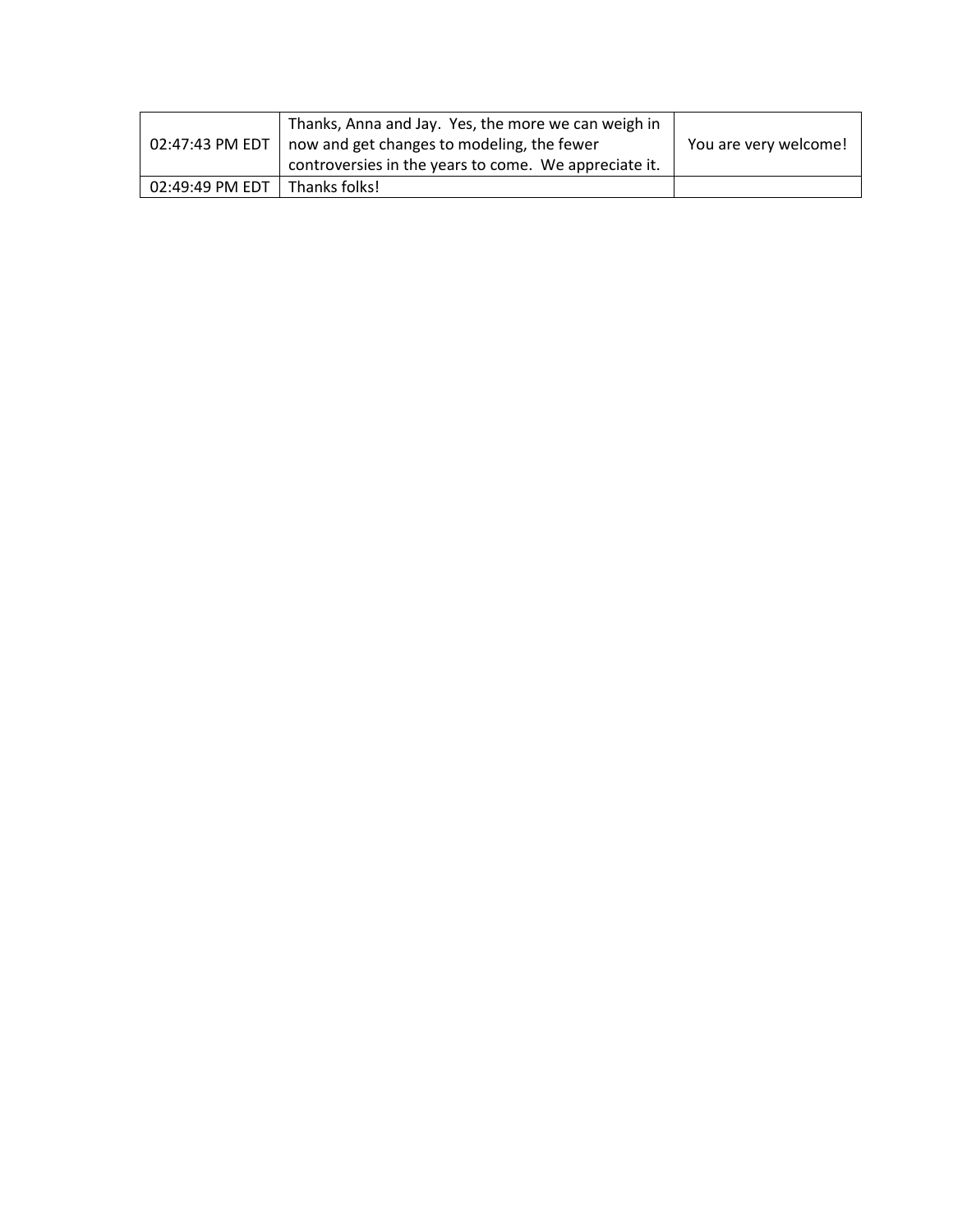| | | |
|---|---|---|
| 02:47:43 PM EDT | Thanks, Anna and Jay. Yes, the more we can weigh in now and get changes to modeling, the fewer controversies in the years to come. We appreciate it. | You are very welcome! |
| 02:49:49 PM EDT | Thanks folks! | |